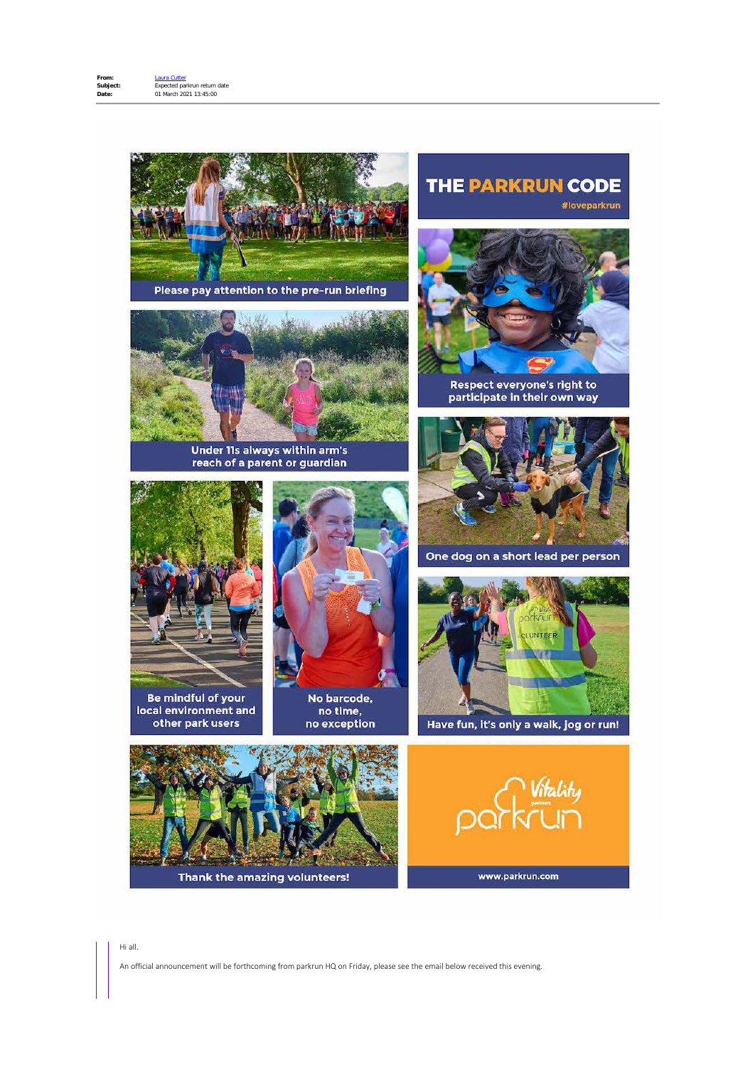**From:** Laura Cutter
**Subject:** Expected parkrun return date
**Date:** 01 March 2021 13:45:00

# THE PARKRUN CODE

#loveparkrun

Please pay attention to the pre-run briefing

Respect everyone's right to participate in their own way

Under 11s always within arm's reach of a parent or guardian

One dog on a short lead per person

Be mindful of your local environment and other park users

No barcode, no time, no exception

Have fun, it's only a walk, jog or run!

Thank the amazing volunteers!

Vitality parkrun

www.parkrun.com

Hi all.

An official announcement will be forthcoming from parkrun HQ on Friday, please see the email below received this evening.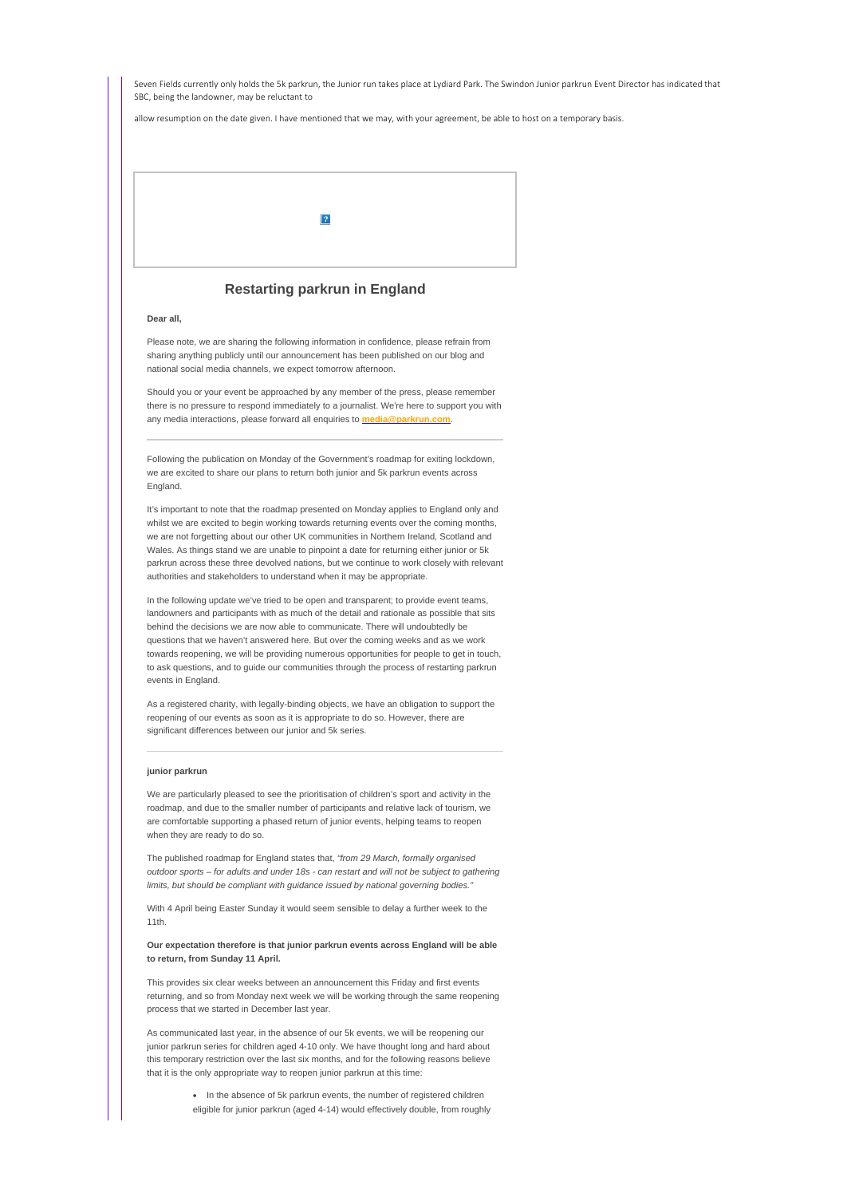Seven Fields currently only holds the 5k parkrun, the Junior run takes place at Lydiard Park. The Swindon Junior parkrun Event Director has indicated that SBC, being the landowner, may be reluctant to

allow resumption on the date given. I have mentioned that we may, with your agreement, be able to host on a temporary basis.

## Restarting parkrun in England

**Dear all,**

Please note, we are sharing the following information in confidence, please refrain from sharing anything publicly until our announcement has been published on our blog and national social media channels, we expect tomorrow afternoon.

Should you or your event be approached by any member of the press, please remember there is no pressure to respond immediately to a journalist. We're here to support you with any media interactions, please forward all enquiries to **media@parkrun.com**.

---

Following the publication on Monday of the Government's roadmap for exiting lockdown, we are excited to share our plans to return both junior and 5k parkrun events across England.

It's important to note that the roadmap presented on Monday applies to England only and whilst we are excited to begin working towards returning events over the coming months, we are not forgetting about our other UK communities in Northern Ireland, Scotland and Wales. As things stand we are unable to pinpoint a date for returning either junior or 5k parkrun across these three devolved nations, but we continue to work closely with relevant authorities and stakeholders to understand when it may be appropriate.

In the following update we've tried to be open and transparent; to provide event teams, landowners and participants with as much of the detail and rationale as possible that sits behind the decisions we are now able to communicate. There will undoubtedly be questions that we haven't answered here. But over the coming weeks and as we work towards reopening, we will be providing numerous opportunities for people to get in touch, to ask questions, and to guide our communities through the process of restarting parkrun events in England.

As a registered charity, with legally-binding objects, we have an obligation to support the reopening of our events as soon as it is appropriate to do so. However, there are significant differences between our junior and 5k series.

---

**junior parkrun**

We are particularly pleased to see the prioritisation of children's sport and activity in the roadmap, and due to the smaller number of participants and relative lack of tourism, we are comfortable supporting a phased return of junior events, helping teams to reopen when they are ready to do so.

The published roadmap for England states that, *"from 29 March, formally organised outdoor sports – for adults and under 18s - can restart and will not be subject to gathering limits, but should be compliant with guidance issued by national governing bodies."*

With 4 April being Easter Sunday it would seem sensible to delay a further week to the 11th.

**Our expectation therefore is that junior parkrun events across England will be able to return, from Sunday 11 April.**

This provides six clear weeks between an announcement this Friday and first events returning, and so from Monday next week we will be working through the same reopening process that we started in December last year.

As communicated last year, in the absence of our 5k events, we will be reopening our junior parkrun series for children aged 4-10 only. We have thought long and hard about this temporary restriction over the last six months, and for the following reasons believe that it is the only appropriate way to reopen junior parkrun at this time:

- In the absence of 5k parkrun events, the number of registered children eligible for junior parkrun (aged 4-14) would effectively double, from roughly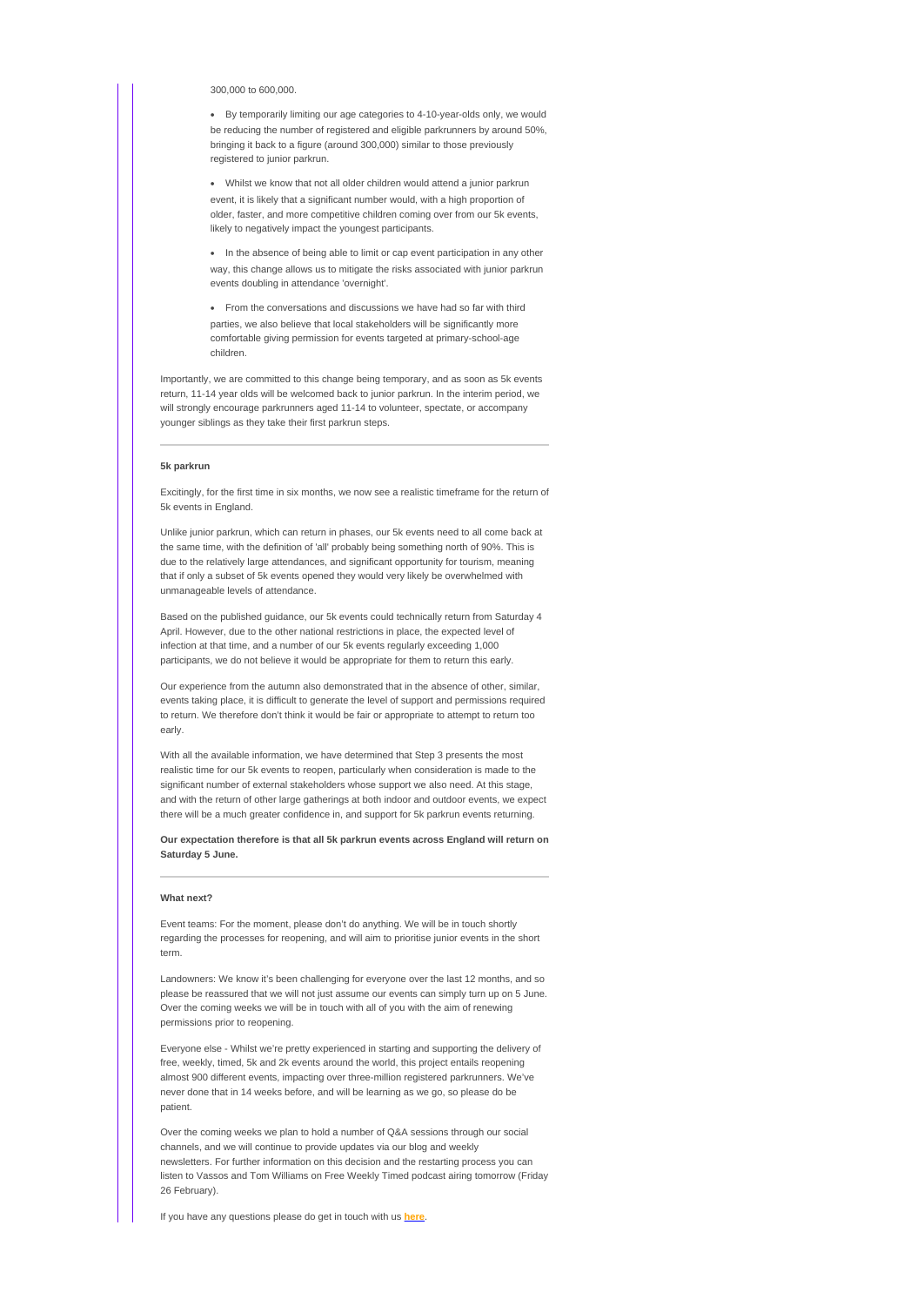300,000 to 600,000.

- By temporarily limiting our age categories to 4-10-year-olds only, we would be reducing the number of registered and eligible parkrunners by around 50%, bringing it back to a figure (around 300,000) similar to those previously registered to junior parkrun.
- Whilst we know that not all older children would attend a junior parkrun event, it is likely that a significant number would, with a high proportion of older, faster, and more competitive children coming over from our 5k events, likely to negatively impact the youngest participants.
- In the absence of being able to limit or cap event participation in any other way, this change allows us to mitigate the risks associated with junior parkrun events doubling in attendance 'overnight'.
- From the conversations and discussions we have had so far with third parties, we also believe that local stakeholders will be significantly more comfortable giving permission for events targeted at primary-school-age children.

Importantly, we are committed to this change being temporary, and as soon as 5k events return, 11-14 year olds will be welcomed back to junior parkrun. In the interim period, we will strongly encourage parkrunners aged 11-14 to volunteer, spectate, or accompany younger siblings as they take their first parkrun steps.

---

**5k parkrun**

Excitingly, for the first time in six months, we now see a realistic timeframe for the return of 5k events in England.

Unlike junior parkrun, which can return in phases, our 5k events need to all come back at the same time, with the definition of 'all' probably being something north of 90%. This is due to the relatively large attendances, and significant opportunity for tourism, meaning that if only a subset of 5k events opened they would very likely be overwhelmed with unmanageable levels of attendance.

Based on the published guidance, our 5k events could technically return from Saturday 4 April. However, due to the other national restrictions in place, the expected level of infection at that time, and a number of our 5k events regularly exceeding 1,000 participants, we do not believe it would be appropriate for them to return this early.

Our experience from the autumn also demonstrated that in the absence of other, similar, events taking place, it is difficult to generate the level of support and permissions required to return. We therefore don't think it would be fair or appropriate to attempt to return too early.

With all the available information, we have determined that Step 3 presents the most realistic time for our 5k events to reopen, particularly when consideration is made to the significant number of external stakeholders whose support we also need. At this stage, and with the return of other large gatherings at both indoor and outdoor events, we expect there will be a much greater confidence in, and support for 5k parkrun events returning.

**Our expectation therefore is that all 5k parkrun events across England will return on Saturday 5 June.**

---

**What next?**

Event teams: For the moment, please don't do anything. We will be in touch shortly regarding the processes for reopening, and will aim to prioritise junior events in the short term.

Landowners: We know it's been challenging for everyone over the last 12 months, and so please be reassured that we will not just assume our events can simply turn up on 5 June. Over the coming weeks we will be in touch with all of you with the aim of renewing permissions prior to reopening.

Everyone else - Whilst we're pretty experienced in starting and supporting the delivery of free, weekly, timed, 5k and 2k events around the world, this project entails reopening almost 900 different events, impacting over three-million registered parkrunners. We've never done that in 14 weeks before, and will be learning as we go, so please do be patient.

Over the coming weeks we plan to hold a number of Q&A sessions through our social channels, and we will continue to provide updates via our blog and weekly newsletters. For further information on this decision and the restarting process you can listen to Vassos and Tom Williams on Free Weekly Timed podcast airing tomorrow (Friday 26 February).

If you have any questions please do get in touch with us **here**.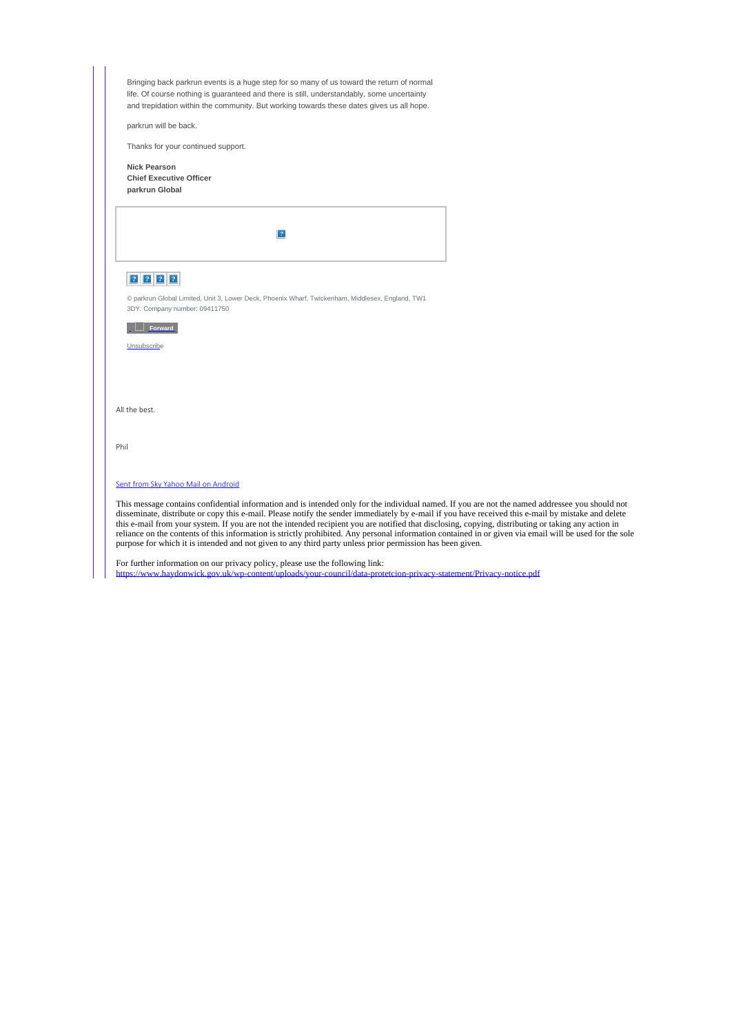Bringing back parkrun events is a huge step for so many of us toward the return of normal life. Of course nothing is guaranteed and there is still, understandably, some uncertainty and trepidation within the community. But working towards these dates gives us all hope.

parkrun will be back.

Thanks for your continued support.

**Nick Pearson**
**Chief Executive Officer**
**parkrun Global**

© parkrun Global Limited, Unit 3, Lower Deck, Phoenix Wharf, Twickenham, Middlesex, England, TW1 3DY. Company number: 09411750

Forward

Unsubscribe

All the best.

Phil

Sent from Sky Yahoo Mail on Android

This message contains confidential information and is intended only for the individual named. If you are not the named addressee you should not disseminate, distribute or copy this e-mail. Please notify the sender immediately by e-mail if you have received this e-mail by mistake and delete this e-mail from your system. If you are not the intended recipient you are notified that disclosing, copying, distributing or taking any action in reliance on the contents of this information is strictly prohibited. Any personal information contained in or given via email will be used for the sole purpose for which it is intended and not given to any third party unless prior permission has been given.

For further information on our privacy policy, please use the following link:
https://www.haydonwick.gov.uk/wp-content/uploads/your-council/data-protetcion-privacy-statement/Privacy-notice.pdf